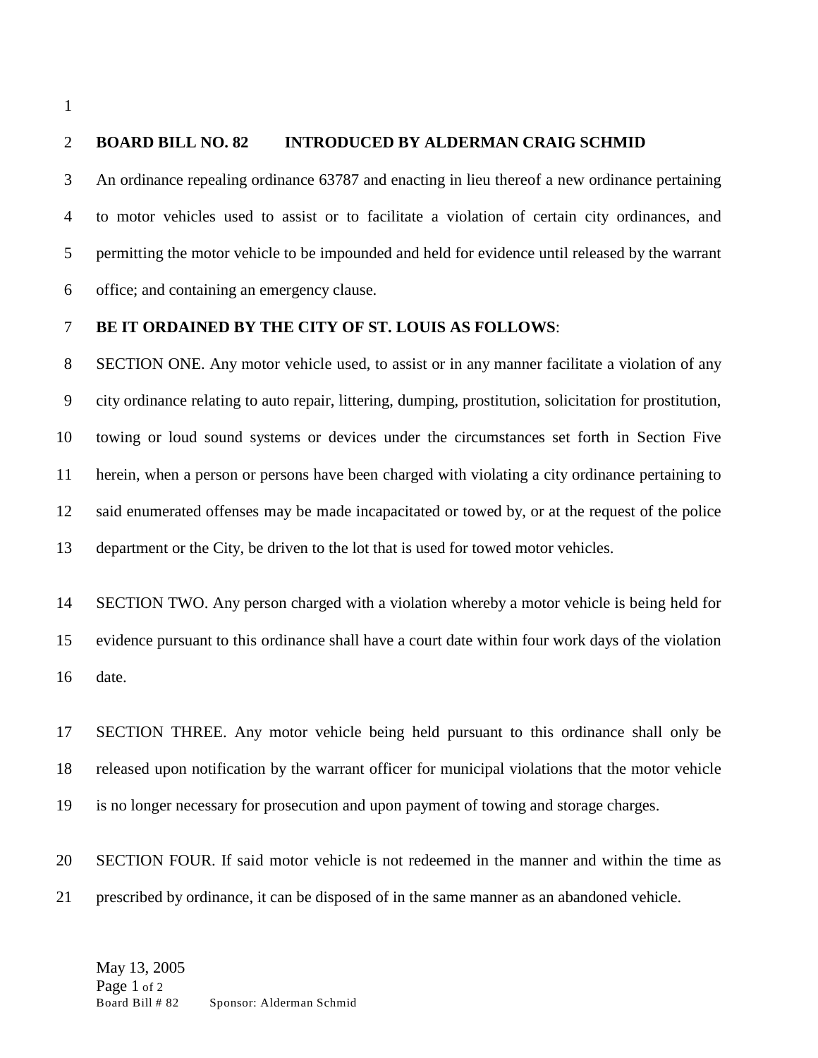**BOARD BILL NO. 82 INTRODUCED BY ALDERMAN CRAIG SCHMID**

An ordinance repealing ordinance 63787 and enacting in lieu thereof a new ordinance pertaining to motor vehicles used to assist or to facilitate a violation of certain city ordinances, and permitting the motor vehicle to be impounded and held for evidence until released by the warrant office; and containing an emergency clause.

**BE IT ORDAINED BY THE CITY OF ST. LOUIS AS FOLLOWS**:

SECTION ONE. Any motor vehicle used, to assist or in any manner facilitate a violation of any city ordinance relating to auto repair, littering, dumping, prostitution, solicitation for prostitution, towing or loud sound systems or devices under the circumstances set forth in Section Five herein, when a person or persons have been charged with violating a city ordinance pertaining to said enumerated offenses may be made incapacitated or towed by, or at the request of the police department or the City, be driven to the lot that is used for towed motor vehicles.

SECTION TWO. Any person charged with a violation whereby a motor vehicle is being held for evidence pursuant to this ordinance shall have a court date within four work days of the violation date.

SECTION THREE. Any motor vehicle being held pursuant to this ordinance shall only be released upon notification by the warrant officer for municipal violations that the motor vehicle is no longer necessary for prosecution and upon payment of towing and storage charges.

SECTION FOUR. If said motor vehicle is not redeemed in the manner and within the time as prescribed by ordinance, it can be disposed of in the same manner as an abandoned vehicle.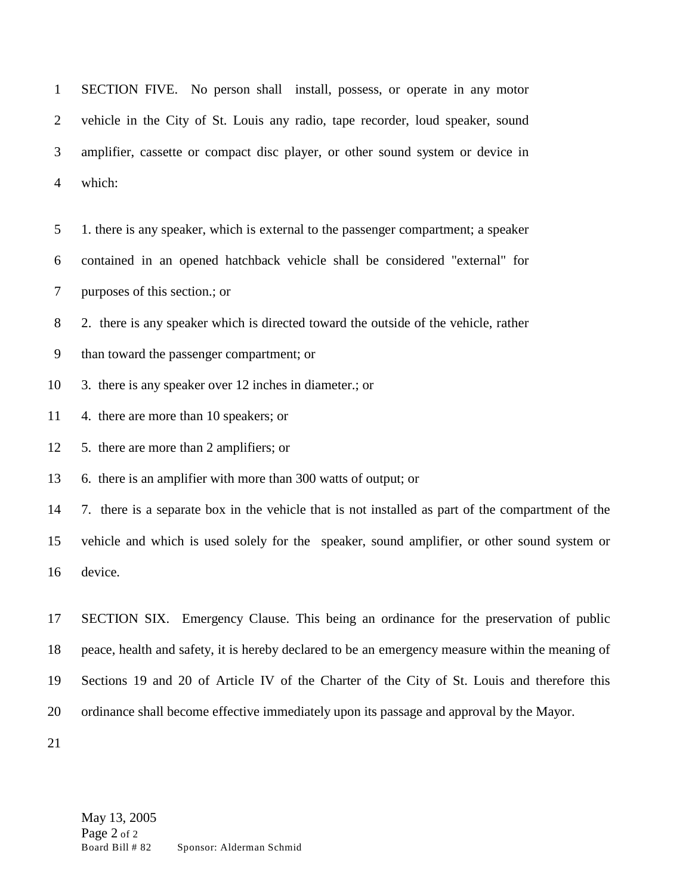SECTION FIVE. No person shall install, possess, or operate in any motor vehicle in the City of St. Louis any radio, tape recorder, loud speaker, sound amplifier, cassette or compact disc player, or other sound system or device in which:

1. there is any speaker, which is external to the passenger compartment; a speaker contained in an opened hatchback vehicle shall be considered "external" for purposes of this section.; or
2. there is any speaker which is directed toward the outside of the vehicle, rather than toward the passenger compartment; or
3. there is any speaker over 12 inches in diameter.; or
4. there are more than 10 speakers; or
5. there are more than 2 amplifiers; or
6. there is an amplifier with more than 300 watts of output; or
7. there is a separate box in the vehicle that is not installed as part of the compartment of the vehicle and which is used solely for the speaker, sound amplifier, or other sound system or device.

SECTION SIX. Emergency Clause. This being an ordinance for the preservation of public peace, health and safety, it is hereby declared to be an emergency measure within the meaning of Sections 19 and 20 of Article IV of the Charter of the City of St. Louis and therefore this ordinance shall become effective immediately upon its passage and approval by the Mayor.